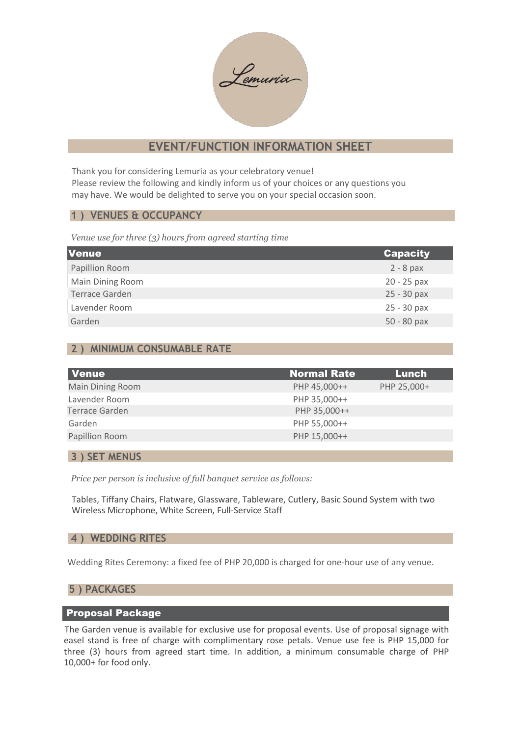Lemuria

# EVENT/FUNCTION INFORMATION SHEET

Thank you for considering Lemuria as your celebratory venue!
Please review the following and kindly inform us of your choices or any questions you may have. We would be delighted to serve you on your special occasion soon.

## 1 ) VENUES & OCCUPANCY

*Venue use for three (3) hours from agreed starting time*

| Venue | Capacity |
|---|---|
| Papillion Room | 2 - 8 pax |
| Main Dining Room | 20 - 25 pax |
| Terrace Garden | 25 - 30 pax |
| Lavender Room | 25 - 30 pax |
| Garden | 50 - 80 pax |

## 2 ) MINIMUM CONSUMABLE RATE

| Venue | Normal Rate | Lunch |
|---|---|---|
| Main Dining Room | PHP 45,000++ | PHP 25,000+ |
| Lavender Room | PHP 35,000++ | |
| Terrace Garden | PHP 35,000++ | |
| Garden | PHP 55,000++ | |
| Papillion Room | PHP 15,000++ | |

## 3 ) SET MENUS

*Price per person is inclusive of full banquet service as follows:*

Tables, Tiffany Chairs, Flatware, Glassware, Tableware, Cutlery, Basic Sound System with two Wireless Microphone, White Screen, Full-Service Staff

## 4 ) WEDDING RITES

Wedding Rites Ceremony: a fixed fee of PHP 20,000 is charged for one-hour use of any venue.

## 5 ) PACKAGES

### Proposal Package

The Garden venue is available for exclusive use for proposal events. Use of proposal signage with easel stand is free of charge with complimentary rose petals. Venue use fee is PHP 15,000 for three (3) hours from agreed start time. In addition, a minimum consumable charge of PHP 10,000+ for food only.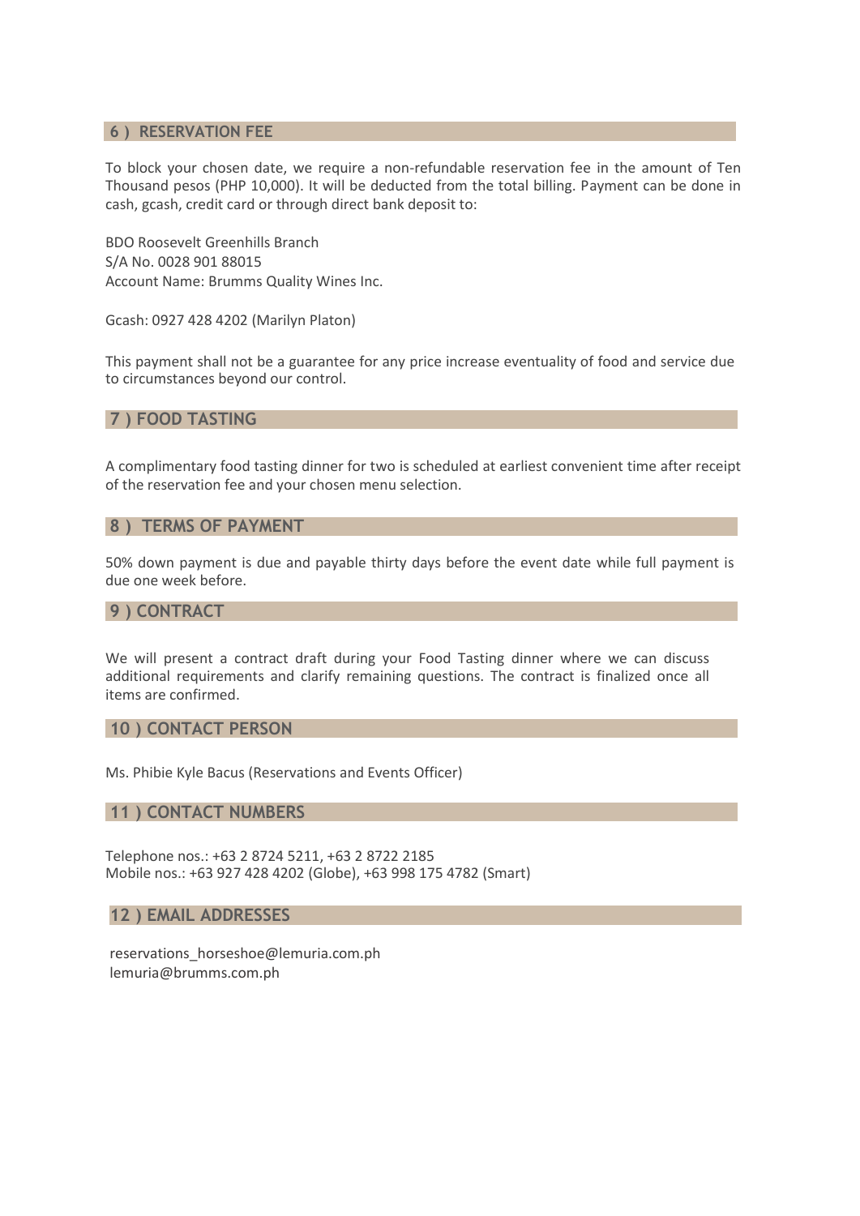## 6 ) RESERVATION FEE

To block your chosen date, we require a non-refundable reservation fee in the amount of Ten Thousand pesos (PHP 10,000). It will be deducted from the total billing. Payment can be done in cash, gcash, credit card or through direct bank deposit to:

BDO Roosevelt Greenhills Branch
S/A No. 0028 901 88015
Account Name: Brumms Quality Wines Inc.

Gcash: 0927 428 4202 (Marilyn Platon)

This payment shall not be a guarantee for any price increase eventuality of food and service due to circumstances beyond our control.

## 7 ) FOOD TASTING

A complimentary food tasting dinner for two is scheduled at earliest convenient time after receipt of the reservation fee and your chosen menu selection.

## 8 ) TERMS OF PAYMENT

50% down payment is due and payable thirty days before the event date while full payment is due one week before.

## 9 ) CONTRACT

We will present a contract draft during your Food Tasting dinner where we can discuss additional requirements and clarify remaining questions. The contract is finalized once all items are confirmed.

## 10 ) CONTACT PERSON

Ms. Phibie Kyle Bacus (Reservations and Events Officer)

## 11 ) CONTACT NUMBERS

Telephone nos.: +63 2 8724 5211, +63 2 8722 2185
Mobile nos.: +63 927 428 4202 (Globe), +63 998 175 4782 (Smart)

## 12 ) EMAIL ADDRESSES

reservations_horseshoe@lemuria.com.ph
lemuria@brumms.com.ph